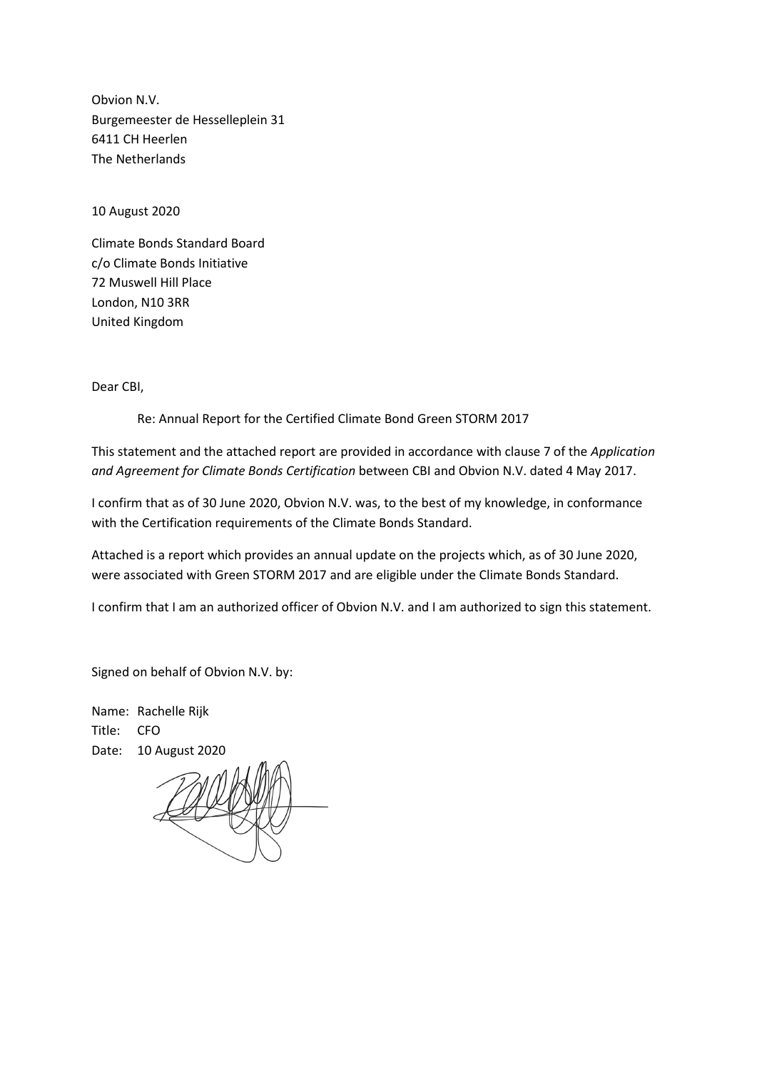Obvion N.V.
Burgemeester de Hesselleplein 31
6411 CH Heerlen
The Netherlands

10 August 2020

Climate Bonds Standard Board
c/o Climate Bonds Initiative
72 Muswell Hill Place
London, N10 3RR
United Kingdom

Dear CBI,

Re: Annual Report for the Certified Climate Bond Green STORM 2017

This statement and the attached report are provided in accordance with clause 7 of the *Application and Agreement for Climate Bonds Certification* between CBI and Obvion N.V. dated 4 May 2017.

I confirm that as of 30 June 2020, Obvion N.V. was, to the best of my knowledge, in conformance with the Certification requirements of the Climate Bonds Standard.

Attached is a report which provides an annual update on the projects which, as of 30 June 2020, were associated with Green STORM 2017 and are eligible under the Climate Bonds Standard.

I confirm that I am an authorized officer of Obvion N.V. and I am authorized to sign this statement.

Signed on behalf of Obvion N.V. by:

Name: Rachelle Rijk
Title: CFO
Date: 10 August 2020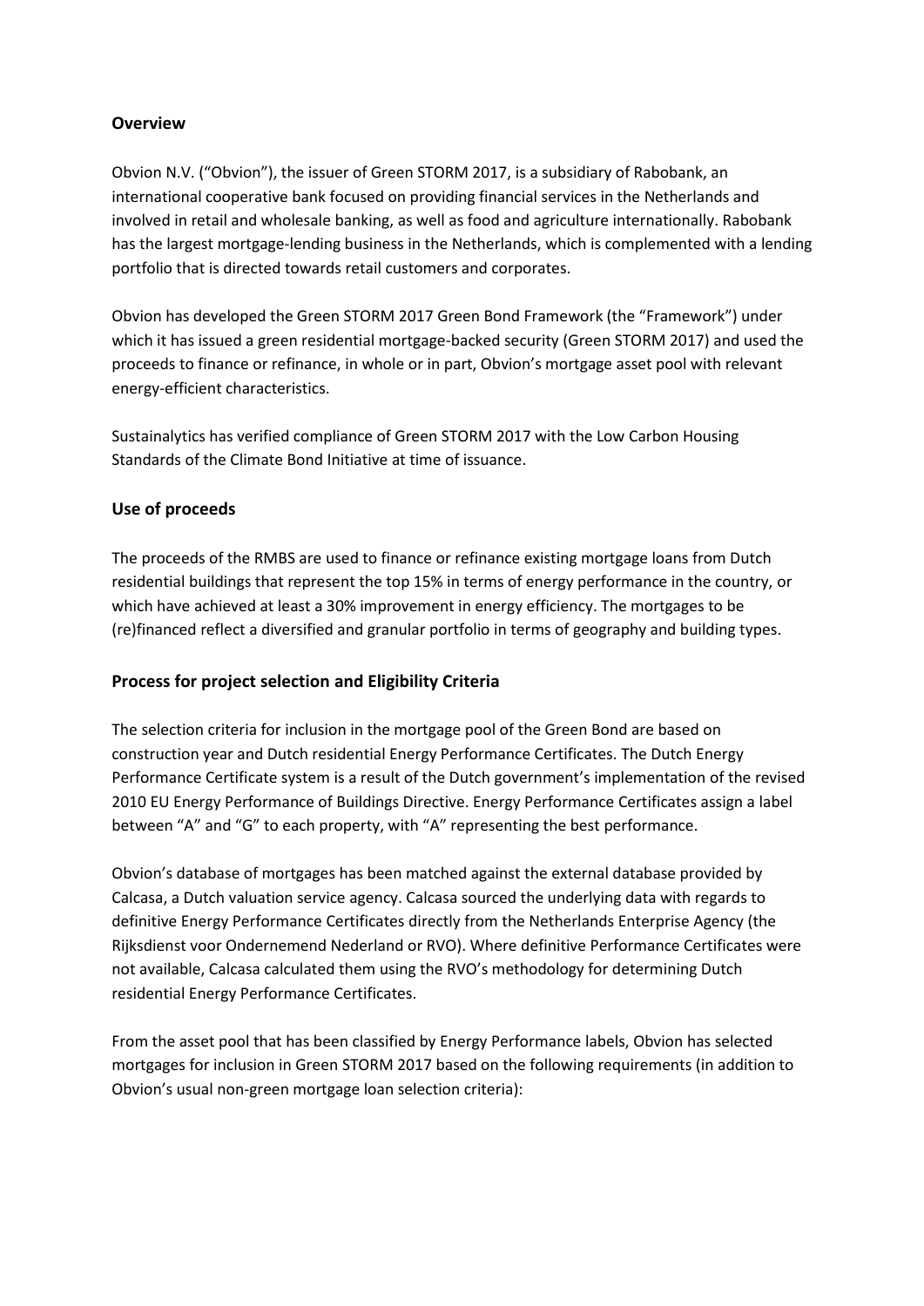## Overview

Obvion N.V. ("Obvion"), the issuer of Green STORM 2017, is a subsidiary of Rabobank, an international cooperative bank focused on providing financial services in the Netherlands and involved in retail and wholesale banking, as well as food and agriculture internationally. Rabobank has the largest mortgage-lending business in the Netherlands, which is complemented with a lending portfolio that is directed towards retail customers and corporates.

Obvion has developed the Green STORM 2017 Green Bond Framework (the "Framework") under which it has issued a green residential mortgage-backed security (Green STORM 2017) and used the proceeds to finance or refinance, in whole or in part, Obvion's mortgage asset pool with relevant energy-efficient characteristics.

Sustainalytics has verified compliance of Green STORM 2017 with the Low Carbon Housing Standards of the Climate Bond Initiative at time of issuance.

## Use of proceeds

The proceeds of the RMBS are used to finance or refinance existing mortgage loans from Dutch residential buildings that represent the top 15% in terms of energy performance in the country, or which have achieved at least a 30% improvement in energy efficiency. The mortgages to be (re)financed reflect a diversified and granular portfolio in terms of geography and building types.

## Process for project selection and Eligibility Criteria

The selection criteria for inclusion in the mortgage pool of the Green Bond are based on construction year and Dutch residential Energy Performance Certificates. The Dutch Energy Performance Certificate system is a result of the Dutch government's implementation of the revised 2010 EU Energy Performance of Buildings Directive. Energy Performance Certificates assign a label between "A" and "G" to each property, with "A" representing the best performance.

Obvion's database of mortgages has been matched against the external database provided by Calcasa, a Dutch valuation service agency. Calcasa sourced the underlying data with regards to definitive Energy Performance Certificates directly from the Netherlands Enterprise Agency (the Rijksdienst voor Ondernemend Nederland or RVO). Where definitive Performance Certificates were not available, Calcasa calculated them using the RVO's methodology for determining Dutch residential Energy Performance Certificates.

From the asset pool that has been classified by Energy Performance labels, Obvion has selected mortgages for inclusion in Green STORM 2017 based on the following requirements (in addition to Obvion's usual non-green mortgage loan selection criteria):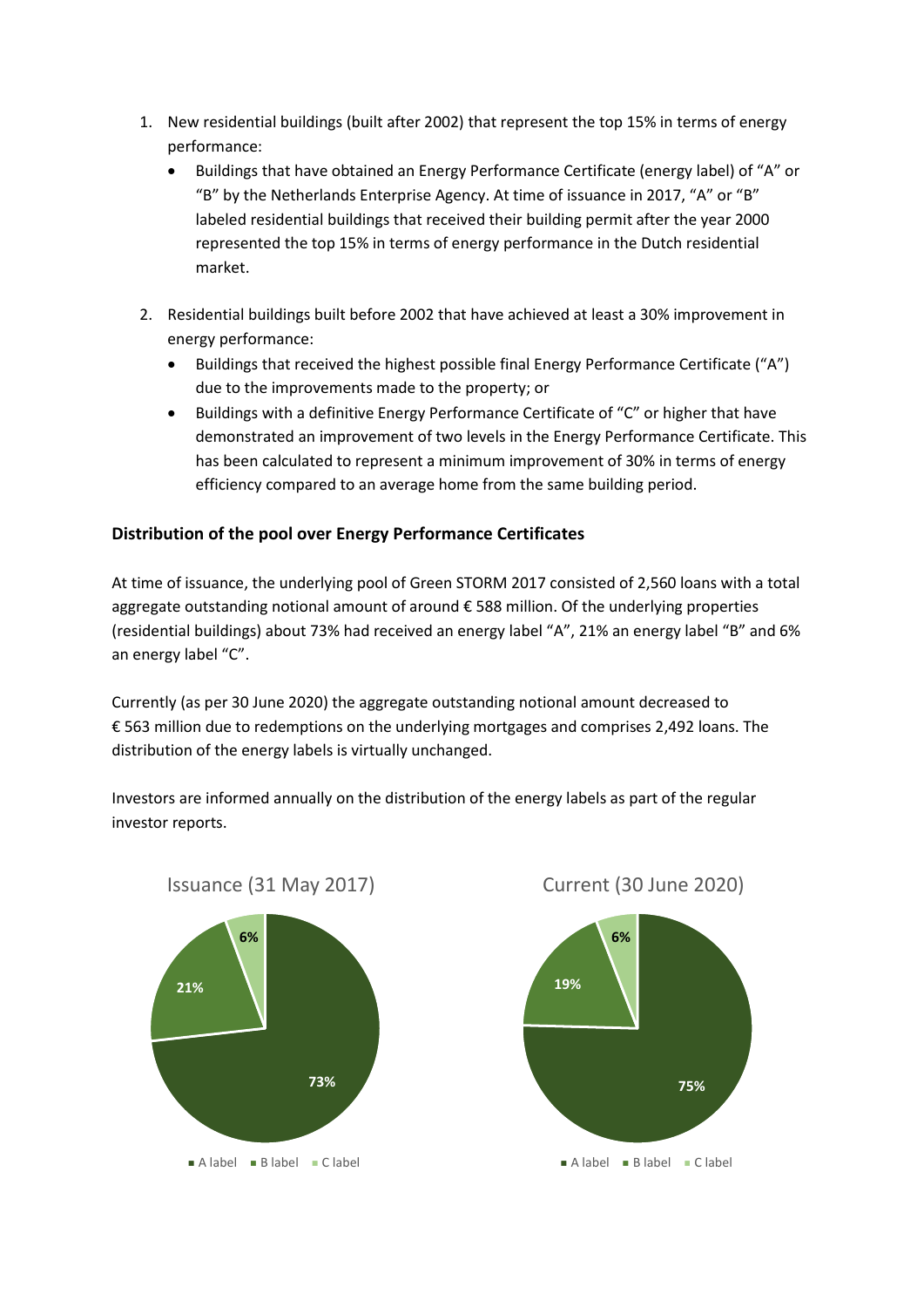1. New residential buildings (built after 2002) that represent the top 15% in terms of energy performance:
   - Buildings that have obtained an Energy Performance Certificate (energy label) of "A" or "B" by the Netherlands Enterprise Agency. At time of issuance in 2017, "A" or "B" labeled residential buildings that received their building permit after the year 2000 represented the top 15% in terms of energy performance in the Dutch residential market.

2. Residential buildings built before 2002 that have achieved at least a 30% improvement in energy performance:
   - Buildings that received the highest possible final Energy Performance Certificate ("A") due to the improvements made to the property; or
   - Buildings with a definitive Energy Performance Certificate of "C" or higher that have demonstrated an improvement of two levels in the Energy Performance Certificate. This has been calculated to represent a minimum improvement of 30% in terms of energy efficiency compared to an average home from the same building period.

### Distribution of the pool over Energy Performance Certificates

At time of issuance, the underlying pool of Green STORM 2017 consisted of 2,560 loans with a total aggregate outstanding notional amount of around € 588 million. Of the underlying properties (residential buildings) about 73% had received an energy label "A", 21% an energy label "B" and 6% an energy label "C".

Currently (as per 30 June 2020) the aggregate outstanding notional amount decreased to € 563 million due to redemptions on the underlying mortgages and comprises 2,492 loans. The distribution of the energy labels is virtually unchanged.

Investors are informed annually on the distribution of the energy labels as part of the regular investor reports.

Issuance (31 May 2017)

73%
21%
6%

A label · B label · C label

Current (30 June 2020)

75%
19%
6%

A label · B label · C label